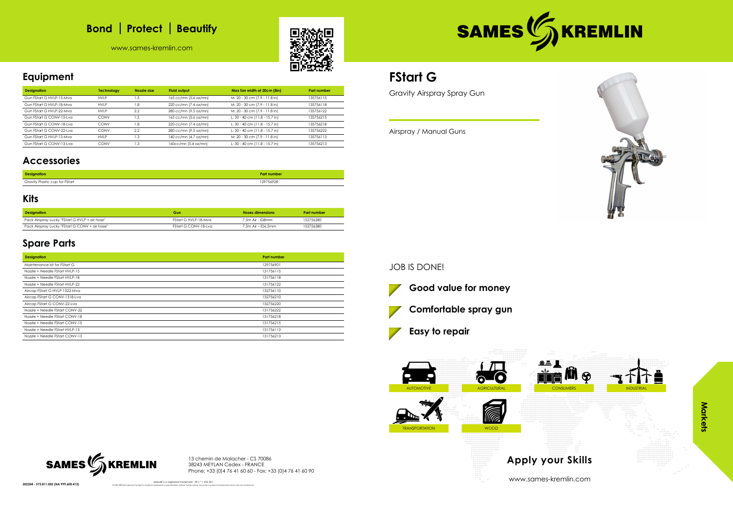## Bond | Protect | Beautify

www.sames-kremlin.com

# FStart G

Gravity Airspray Spray Gun

Airspray / Manual Guns

## Equipment

| Designation | Technology | Nozzle size | Fluid output | Max fan width at 20cm (8in) | Part number |
|---|---|---|---|---|---|
| Gun FStart G HVLP-15-Mva | HVLP | 1.5 | 165 cc/mn (5.6 oz/mn) | M: 20 - 30 cm (7.9 - 11.8 in) | 135756115 |
| Gun FStart G HVLP-18-Mva | HVLP | 1.8 | 220 cc/mn (7.4 oz/mn) | M: 20 - 30 cm (7.9 - 11.8 in) | 135756118 |
| Gun FStart G HVLP-22-Mva | HVLP | 2.2 | 280 cc/mn (9.5 oz/mn) | M: 20 - 30 cm (7.9 - 11.8 in) | 135756122 |
| Gun FStart G CONV-15-Lva | CONV | 1.5 | 165 cc/mn (5.6 oz/mn) | L: 30 - 40 cm (11.8 - 15.7 in) | 135756215 |
| Gun FStart G CONV-18-Lva | CONV | 1.8 | 220 cc/mn (7.4 oz/mn) | L: 30 - 40 cm (11.8 - 15.7 in) | 135756218 |
| Gun FStart G CONV-22-Lva | CONV | 2.2 | 280 cc/mn (9.5 oz/mn) | L: 30 - 40 cm (11.8 - 15.7 in) | 135756222 |
| Gun FStart G HVLP-13-Mva | HVLP | 1.3 | 140 cc/mn (4.7 oz/mn) | M: 20 - 30 cm (7.9 - 11.8 in) | 135756113 |
| Gun FStart G CONV-13-Lva | CONV | 1.3 | 160cc/mn (5.4 oz/mn) | L: 30 - 40 cm (11.8 - 15.7 in) | 135756213 |

## Accessories

| Designation | Part number |
|---|---|
| Gravity Plastic cup for FStart | 129756928 |

## Kits

| Designation | Gun | Hoses dimensions | Part number |
|---|---|---|---|
| Pack Airspray Lucky "FStart G HVLP + air hose" | FStart G HVLP-18-Mva | 7.5m Air - ID8mm | 152756280 |
| Pack Airspray Lucky "FStart G CONV + air hose" | FStart G CONV-18-Lva | 7.5m Air – ID6.5mm | 152756380 |

## Spare Parts

| Designation | Part number |
|---|---|
| Maintenance kit for FStart G | 129756901 |
| Nozzle + Needle FStart HVLP-15 | 131756115 |
| Nozzle + Needle FStart HVLP-18 | 131756118 |
| Nozzle + Needle FStart HVLP-22 | 131756122 |
| Aircap FStart G HVLP-1322-Mva | 132756110 |
| Aircap FStart G CONV-1318-Lva | 132756210 |
| Aircap FStart G CONV-22-Lva | 132756220 |
| Nozzle + Needle FStart CONV-22 | 131756222 |
| Nozzle + Needle FStart CONV-18 | 131756218 |
| Nozzle + Needle FStart CONV-15 | 131756215 |
| Nozzle + Needle FStart HVLP-13 | 131756113 |
| Nozzle + Needle FStart CONV-13 | 131756213 |

JOB IS DONE!

- **Good value for money**
- **Comfortable spray gun**
- **Easy to repair**

**Markets**

AUTOMOTIVE | AGRICULTURAL | CONSUMERS | INDUSTRIAL | TRANSPORTATION | WOOD

## Apply your Skills

www.sames-kremlin.com

13 chemin de Malacher - CS 70086
38243 MEYLAN Cedex - FRANCE
Phone: +33 (0)4 76 41 60 60 - Fax: +33 (0)4 76 41 60 90

Airless® is a registered trademark : FR n ° 1 222 301
SAMES KREMLIN reserves the right to modify its equipment or specifications without further notice. Document, products and pictures shown are not contractual.

202204 - 573.811.002 (NA 999.600.413)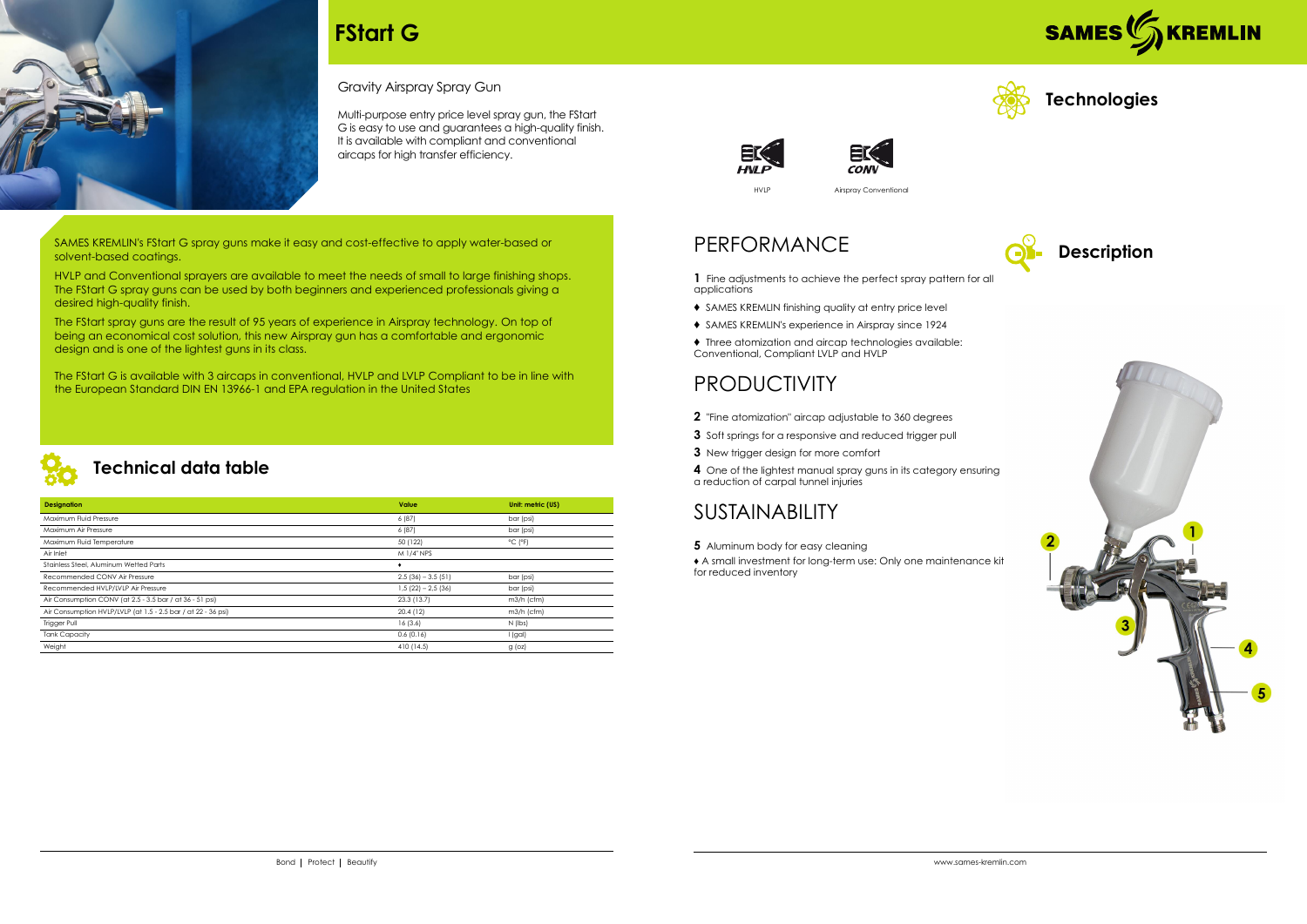# FStart G

Gravity Airspray Spray Gun

Multi-purpose entry price level spray gun, the FStart G is easy to use and guarantees a high-quality finish. It is available with compliant and conventional aircaps for high transfer efficiency.

## Technologies

HVLP

Airspray Conventional

SAMES KREMLIN's FStart G spray guns make it easy and cost-effective to apply water-based or solvent-based coatings.

HVLP and Conventional sprayers are available to meet the needs of small to large finishing shops. The FStart G spray guns can be used by both beginners and experienced professionals giving a desired high-quality finish.

The FStart spray guns are the result of 95 years of experience in Airspray technology. On top of being an economical cost solution, this new Airspray gun has a comfortable and ergonomic design and is one of the lightest guns in its class.

The FStart G is available with 3 aircaps in conventional, HVLP and LVLP Compliant to be in line with the European Standard DIN EN 13966-1 and EPA regulation in the United States

## Technical data table

| Designation | Value | Unit: metric (US) |
| --- | --- | --- |
| Maximum Fluid Pressure | 6 (87) | bar (psi) |
| Maximum Air Pressure | 6 (87) | bar (psi) |
| Maximum Fluid Temperature | 50 (122) | °C (°F) |
| Air Inlet | M 1/4" NPS | |
| Stainless Steel, Aluminum Wetted Parts | ♦ | |
| Recommended CONV Air Pressure | 2.5 (36) – 3.5 (51) | bar (psi) |
| Recommended HVLP/LVLP Air Pressure | 1.5 (22) – 2.5 (36) | bar (psi) |
| Air Consumption CONV (at 2.5 - 3.5 bar / at 36 - 51 psi) | 23.3 (13.7) | m3/h (cfm) |
| Air Consumption HVLP/LVLP (at 1.5 - 2.5 bar / at 22 - 36 psi) | 20.4 (12) | m3/h (cfm) |
| Trigger Pull | 16 (3.6) | N (lbs) |
| Tank Capacity | 0.6 (0.16) | l (gal) |
| Weight | 410 (14.5) | g (oz) |

## Description

### PERFORMANCE

**1** Fine adjustments to achieve the perfect spray pattern for all applications

♦ SAMES KREMLIN finishing quality at entry price level

♦ SAMES KREMLIN's experience in Airspray since 1924

♦ Three atomization and aircap technologies available: Conventional, Compliant LVLP and HVLP

### PRODUCTIVITY

**2** "Fine atomization" aircap adjustable to 360 degrees

**3** Soft springs for a responsive and reduced trigger pull

**3** New trigger design for more comfort

**4** One of the lightest manual spray guns in its category ensuring a reduction of carpal tunnel injuries

### SUSTAINABILITY

**5** Aluminum body for easy cleaning

♦ A small investment for long-term use: Only one maintenance kit for reduced inventory

Bond | Protect | Beautify

www.sames-kremlin.com